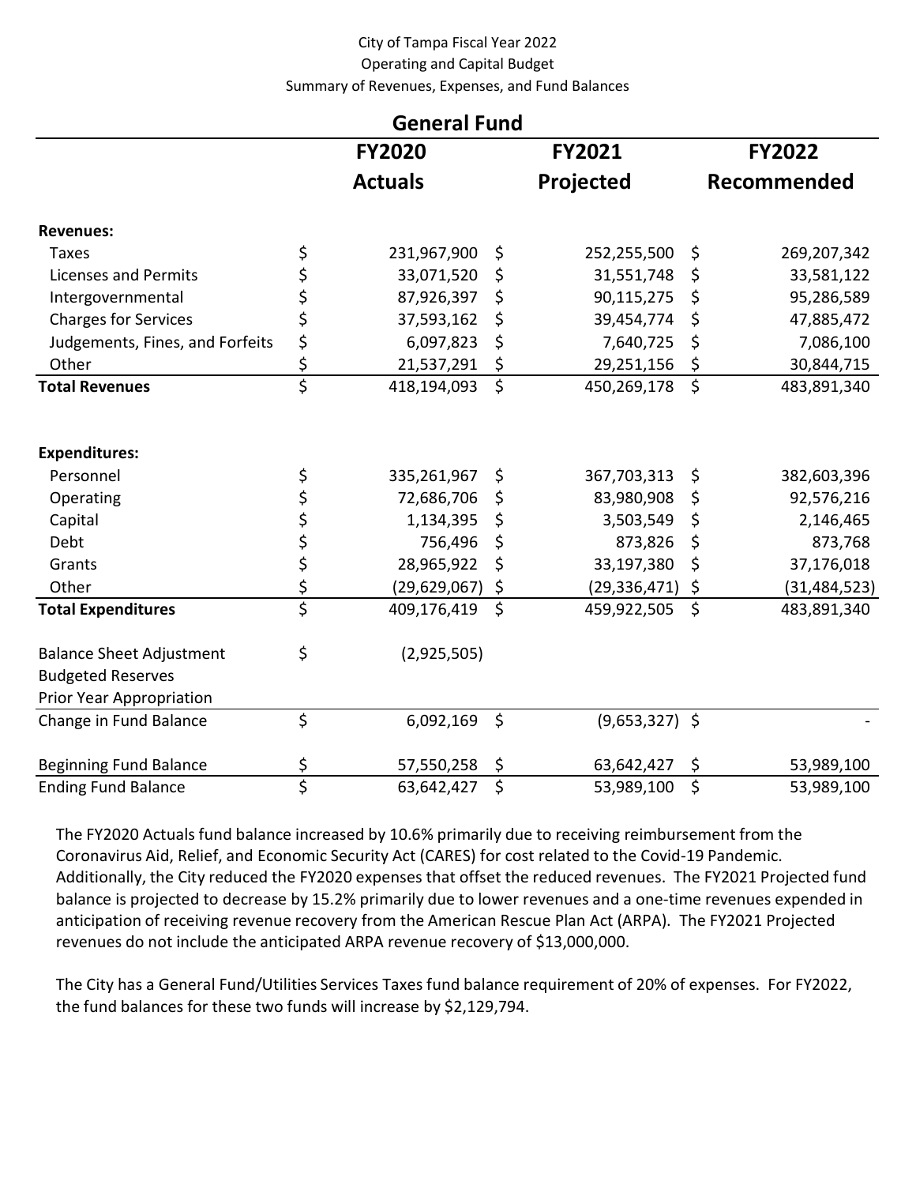City of Tampa Fiscal Year 2022
Operating and Capital Budget
Summary of Revenues, Expenses, and Fund Balances

## General Fund

| | FY2020 Actuals | FY2021 Projected | FY2022 Recommended |
|---|---|---|---|
| **Revenues:** | | | |
| Taxes | $ 231,967,900 | $ 252,255,500 | $ 269,207,342 |
| Licenses and Permits | $ 33,071,520 | $ 31,551,748 | $ 33,581,122 |
| Intergovernmental | $ 87,926,397 | $ 90,115,275 | $ 95,286,589 |
| Charges for Services | $ 37,593,162 | $ 39,454,774 | $ 47,885,472 |
| Judgements, Fines, and Forfeits | $ 6,097,823 | $ 7,640,725 | $ 7,086,100 |
| Other | $ 21,537,291 | $ 29,251,156 | $ 30,844,715 |
| **Total Revenues** | $ 418,194,093 | $ 450,269,178 | $ 483,891,340 |
| | | | |
| **Expenditures:** | | | |
| Personnel | $ 335,261,967 | $ 367,703,313 | $ 382,603,396 |
| Operating | $ 72,686,706 | $ 83,980,908 | $ 92,576,216 |
| Capital | $ 1,134,395 | $ 3,503,549 | $ 2,146,465 |
| Debt | $ 756,496 | $ 873,826 | $ 873,768 |
| Grants | $ 28,965,922 | $ 33,197,380 | $ 37,176,018 |
| Other | $ (29,629,067) | $ (29,336,471) | $ (31,484,523) |
| **Total Expenditures** | $ 409,176,419 | $ 459,922,505 | $ 483,891,340 |
| | | | |
| Balance Sheet Adjustment | $ (2,925,505) | | |
| Budgeted Reserves | | | |
| Prior Year Appropriation | | | |
| Change in Fund Balance | $ 6,092,169 | $ (9,653,327) | $ - |
| | | | |
| Beginning Fund Balance | $ 57,550,258 | $ 63,642,427 | $ 53,989,100 |
| Ending Fund Balance | $ 63,642,427 | $ 53,989,100 | $ 53,989,100 |

The FY2020 Actuals fund balance increased by 10.6% primarily due to receiving reimbursement from the Coronavirus Aid, Relief, and Economic Security Act (CARES) for cost related to the Covid-19 Pandemic. Additionally, the City reduced the FY2020 expenses that offset the reduced revenues. The FY2021 Projected fund balance is projected to decrease by 15.2% primarily due to lower revenues and a one-time revenues expended in anticipation of receiving revenue recovery from the American Rescue Plan Act (ARPA). The FY2021 Projected revenues do not include the anticipated ARPA revenue recovery of $13,000,000.

The City has a General Fund/Utilities Services Taxes fund balance requirement of 20% of expenses. For FY2022, the fund balances for these two funds will increase by $2,129,794.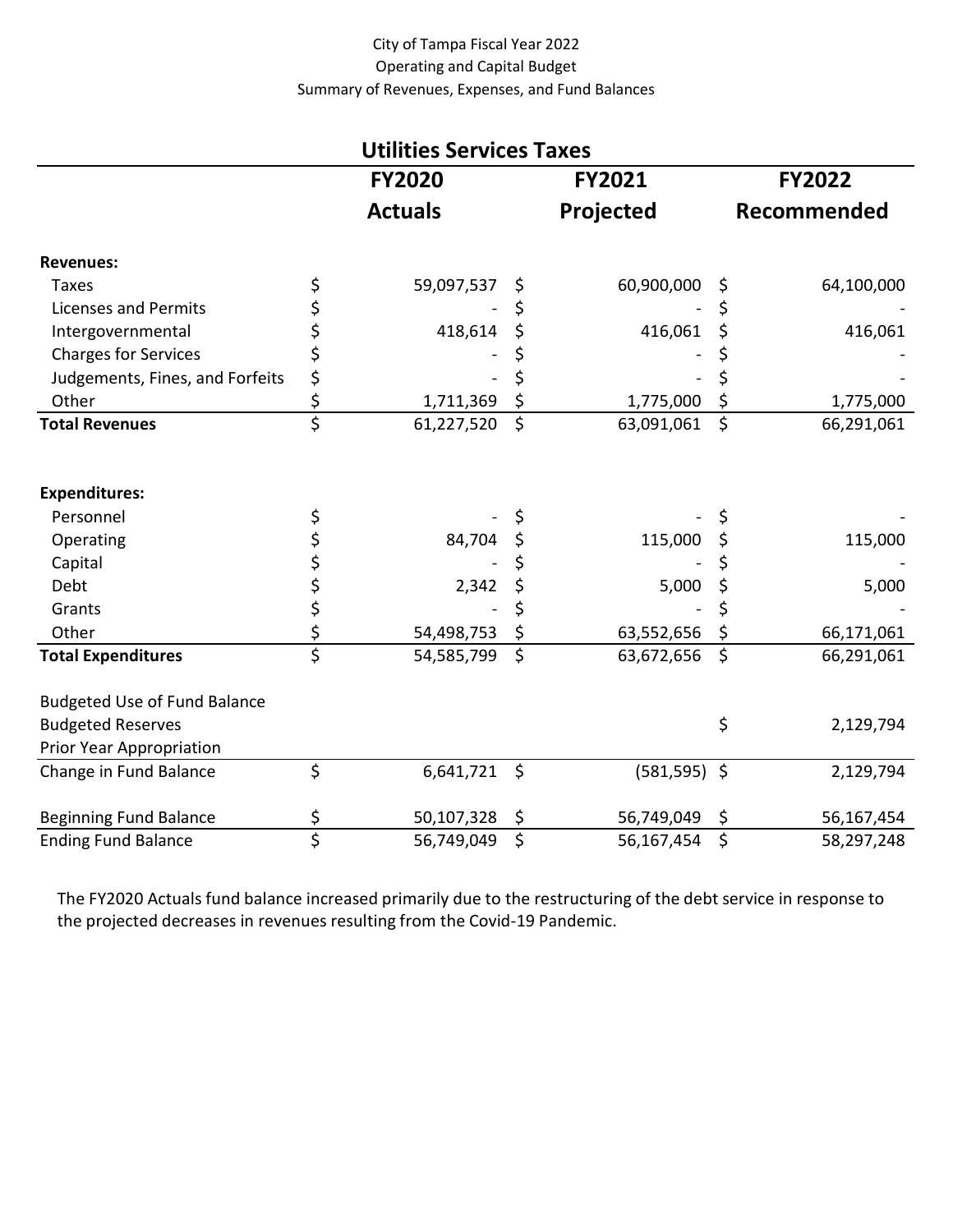City of Tampa Fiscal Year 2022
Operating and Capital Budget
Summary of Revenues, Expenses, and Fund Balances

## Utilities Services Taxes

| | FY2020 Actuals | FY2021 Projected | FY2022 Recommended |
|---|---|---|---|
| **Revenues:** | | | |
| Taxes | $ 59,097,537 | $ 60,900,000 | $ 64,100,000 |
| Licenses and Permits | $ - | $ - | $ - |
| Intergovernmental | $ 418,614 | $ 416,061 | $ 416,061 |
| Charges for Services | $ - | $ - | $ - |
| Judgements, Fines, and Forfeits | $ - | $ - | $ - |
| Other | $ 1,711,369 | $ 1,775,000 | $ 1,775,000 |
| **Total Revenues** | $ 61,227,520 | $ 63,091,061 | $ 66,291,061 |
| | | | |
| **Expenditures:** | | | |
| Personnel | $ - | $ - | $ - |
| Operating | $ 84,704 | $ 115,000 | $ 115,000 |
| Capital | $ - | $ - | $ - |
| Debt | $ 2,342 | $ 5,000 | $ 5,000 |
| Grants | $ - | $ - | $ - |
| Other | $ 54,498,753 | $ 63,552,656 | $ 66,171,061 |
| **Total Expenditures** | $ 54,585,799 | $ 63,672,656 | $ 66,291,061 |
| | | | |
| Budgeted Use of Fund Balance | | | |
| Budgeted Reserves | | | $ 2,129,794 |
| Prior Year Appropriation | | | |
| Change in Fund Balance | $ 6,641,721 | $ (581,595) | $ 2,129,794 |
| | | | |
| Beginning Fund Balance | $ 50,107,328 | $ 56,749,049 | $ 56,167,454 |
| Ending Fund Balance | $ 56,749,049 | $ 56,167,454 | $ 58,297,248 |

The FY2020 Actuals fund balance increased primarily due to the restructuring of the debt service in response to the projected decreases in revenues resulting from the Covid-19 Pandemic.